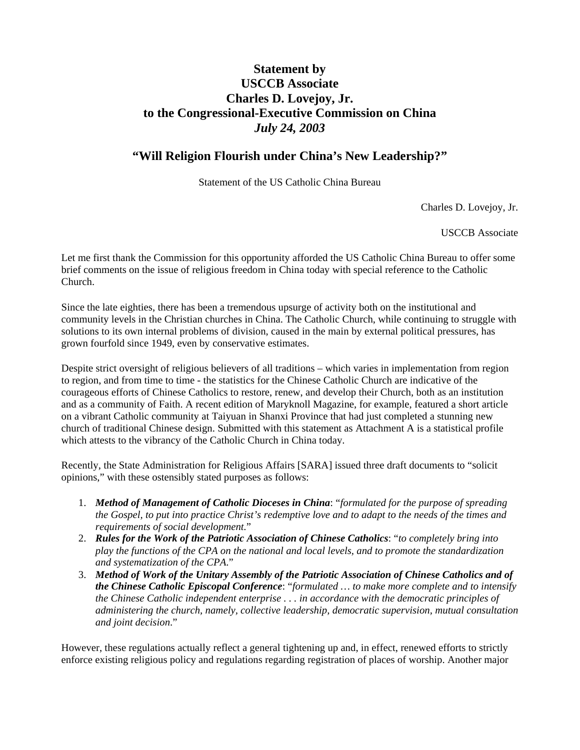# Statement by
# USCCB Associate
# Charles D. Lovejoy, Jr.
# to the Congressional-Executive Commission on China
# *July 24, 2003*

## "Will Religion Flourish under China's New Leadership?"

Statement of the US Catholic China Bureau

Charles D. Lovejoy, Jr.

USCCB Associate

Let me first thank the Commission for this opportunity afforded the US Catholic China Bureau to offer some brief comments on the issue of religious freedom in China today with special reference to the Catholic Church.

Since the late eighties, there has been a tremendous upsurge of activity both on the institutional and community levels in the Christian churches in China. The Catholic Church, while continuing to struggle with solutions to its own internal problems of division, caused in the main by external political pressures, has grown fourfold since 1949, even by conservative estimates.

Despite strict oversight of religious believers of all traditions – which varies in implementation from region to region, and from time to time - the statistics for the Chinese Catholic Church are indicative of the courageous efforts of Chinese Catholics to restore, renew, and develop their Church, both as an institution and as a community of Faith. A recent edition of Maryknoll Magazine, for example, featured a short article on a vibrant Catholic community at Taiyuan in Shanxi Province that had just completed a stunning new church of traditional Chinese design. Submitted with this statement as Attachment A is a statistical profile which attests to the vibrancy of the Catholic Church in China today.

Recently, the State Administration for Religious Affairs [SARA] issued three draft documents to "solicit opinions," with these ostensibly stated purposes as follows:

1. ***Method of Management of Catholic Dioceses in China***: "*formulated for the purpose of spreading the Gospel, to put into practice Christ's redemptive love and to adapt to the needs of the times and requirements of social development.*"
2. ***Rules for the Work of the Patriotic Association of Chinese Catholics***: "*to completely bring into play the functions of the CPA on the national and local levels, and to promote the standardization and systematization of the CPA.*"
3. ***Method of Work of the Unitary Assembly of the Patriotic Association of Chinese Catholics and of the Chinese Catholic Episcopal Conference***: "*formulated … to make more complete and to intensify the Chinese Catholic independent enterprise . . . in accordance with the democratic principles of administering the church, namely, collective leadership, democratic supervision, mutual consultation and joint decision.*"

However, these regulations actually reflect a general tightening up and, in effect, renewed efforts to strictly enforce existing religious policy and regulations regarding registration of places of worship. Another major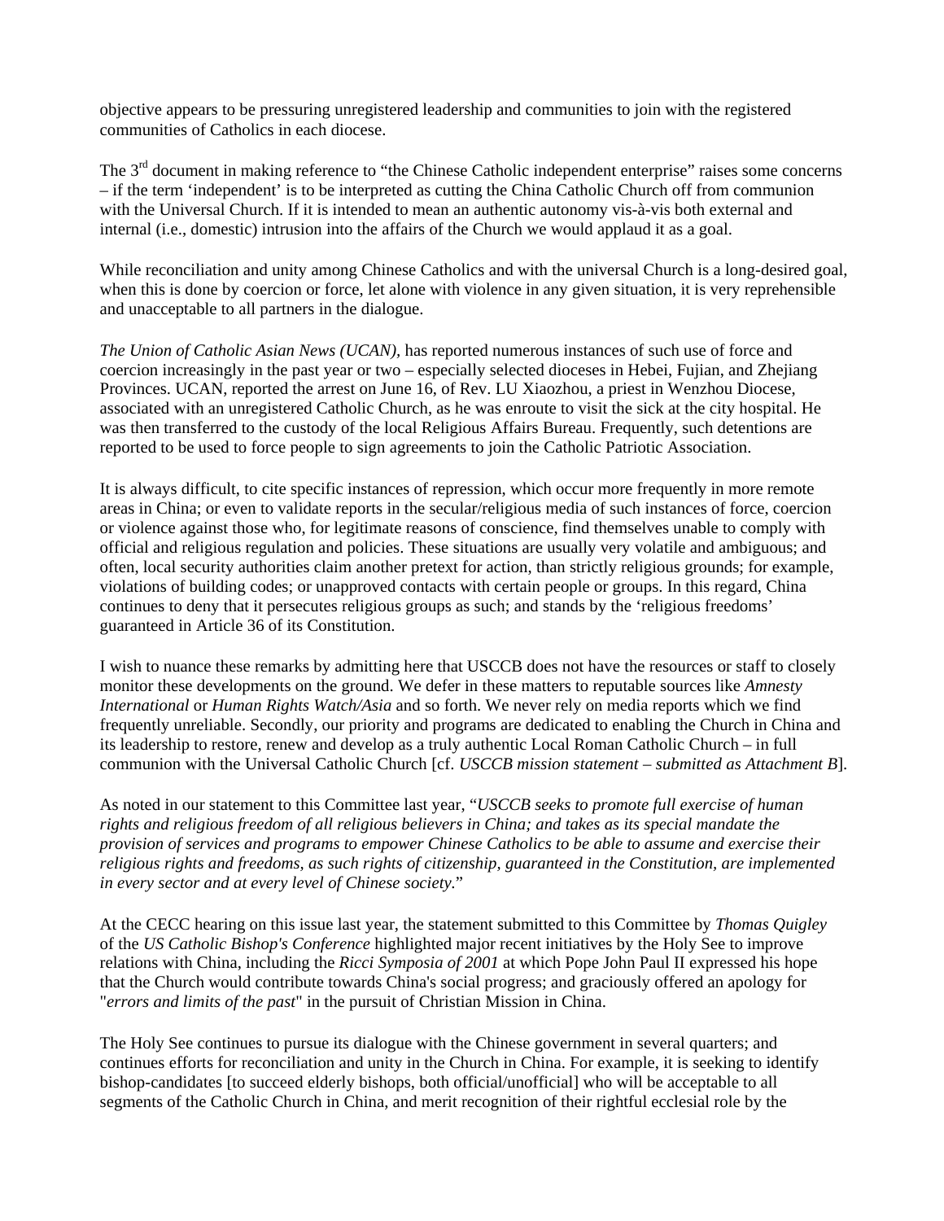objective appears to be pressuring unregistered leadership and communities to join with the registered communities of Catholics in each diocese.

The 3rd document in making reference to "the Chinese Catholic independent enterprise" raises some concerns – if the term 'independent' is to be interpreted as cutting the China Catholic Church off from communion with the Universal Church. If it is intended to mean an authentic autonomy vis-à-vis both external and internal (i.e., domestic) intrusion into the affairs of the Church we would applaud it as a goal.

While reconciliation and unity among Chinese Catholics and with the universal Church is a long-desired goal, when this is done by coercion or force, let alone with violence in any given situation, it is very reprehensible and unacceptable to all partners in the dialogue.

*The Union of Catholic Asian News (UCAN),* has reported numerous instances of such use of force and coercion increasingly in the past year or two – especially selected dioceses in Hebei, Fujian, and Zhejiang Provinces. UCAN, reported the arrest on June 16, of Rev. LU Xiaozhou, a priest in Wenzhou Diocese, associated with an unregistered Catholic Church, as he was enroute to visit the sick at the city hospital. He was then transferred to the custody of the local Religious Affairs Bureau. Frequently, such detentions are reported to be used to force people to sign agreements to join the Catholic Patriotic Association.

It is always difficult, to cite specific instances of repression, which occur more frequently in more remote areas in China; or even to validate reports in the secular/religious media of such instances of force, coercion or violence against those who, for legitimate reasons of conscience, find themselves unable to comply with official and religious regulation and policies. These situations are usually very volatile and ambiguous; and often, local security authorities claim another pretext for action, than strictly religious grounds; for example, violations of building codes; or unapproved contacts with certain people or groups. In this regard, China continues to deny that it persecutes religious groups as such; and stands by the 'religious freedoms' guaranteed in Article 36 of its Constitution.

I wish to nuance these remarks by admitting here that USCCB does not have the resources or staff to closely monitor these developments on the ground. We defer in these matters to reputable sources like *Amnesty International* or *Human Rights Watch/Asia* and so forth. We never rely on media reports which we find frequently unreliable. Secondly, our priority and programs are dedicated to enabling the Church in China and its leadership to restore, renew and develop as a truly authentic Local Roman Catholic Church – in full communion with the Universal Catholic Church [cf. *USCCB mission statement – submitted as Attachment B*].

As noted in our statement to this Committee last year, "*USCCB seeks to promote full exercise of human rights and religious freedom of all religious believers in China; and takes as its special mandate the provision of services and programs to empower Chinese Catholics to be able to assume and exercise their religious rights and freedoms, as such rights of citizenship, guaranteed in the Constitution, are implemented in every sector and at every level of Chinese society*."

At the CECC hearing on this issue last year, the statement submitted to this Committee by *Thomas Quigley* of the *US Catholic Bishop's Conference* highlighted major recent initiatives by the Holy See to improve relations with China, including the *Ricci Symposia of 2001* at which Pope John Paul II expressed his hope that the Church would contribute towards China's social progress; and graciously offered an apology for "*errors and limits of the past*" in the pursuit of Christian Mission in China.

The Holy See continues to pursue its dialogue with the Chinese government in several quarters; and continues efforts for reconciliation and unity in the Church in China. For example, it is seeking to identify bishop-candidates [to succeed elderly bishops, both official/unofficial] who will be acceptable to all segments of the Catholic Church in China, and merit recognition of their rightful ecclesial role by the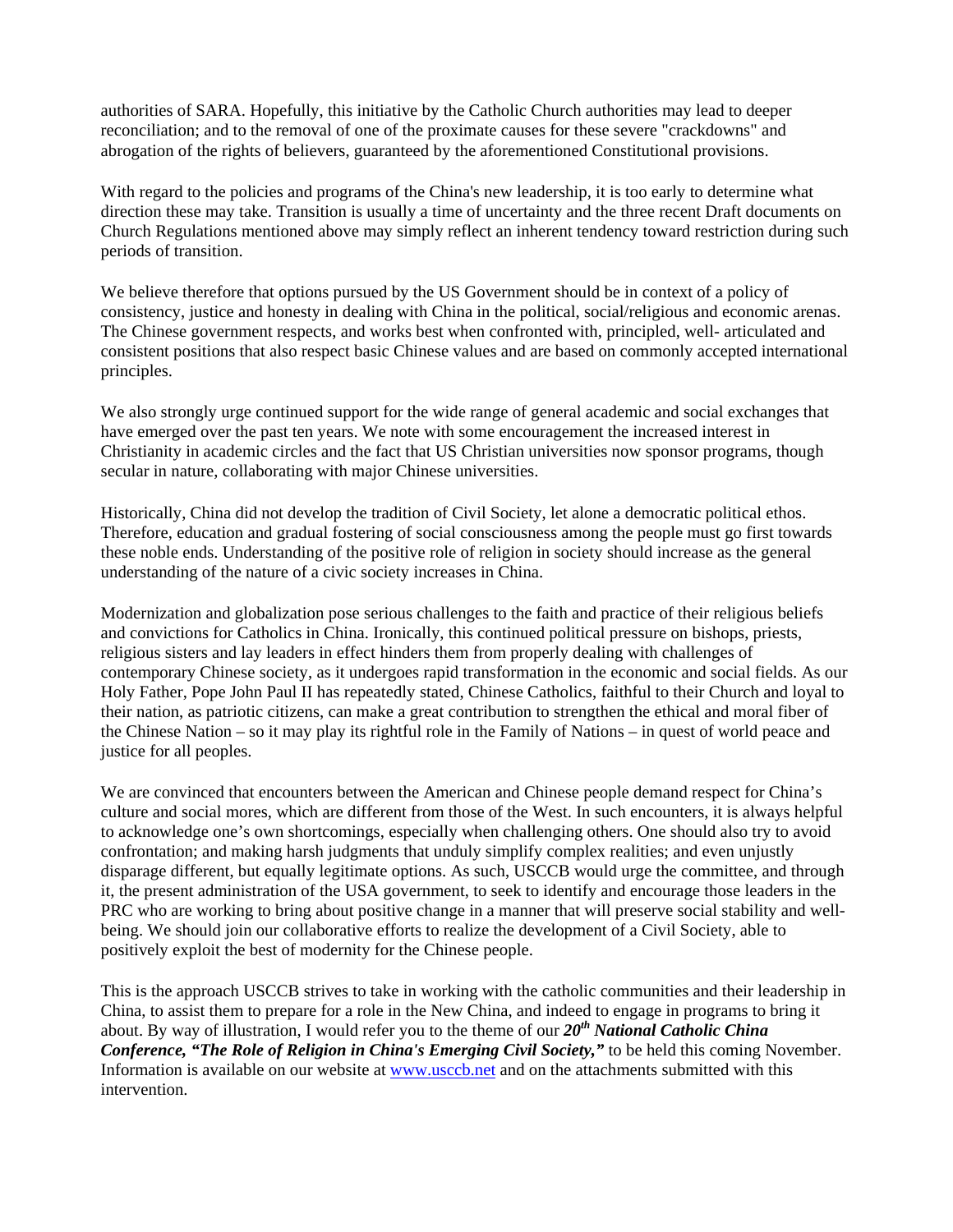authorities of SARA. Hopefully, this initiative by the Catholic Church authorities may lead to deeper reconciliation; and to the removal of one of the proximate causes for these severe "crackdowns" and abrogation of the rights of believers, guaranteed by the aforementioned Constitutional provisions.

With regard to the policies and programs of the China's new leadership, it is too early to determine what direction these may take. Transition is usually a time of uncertainty and the three recent Draft documents on Church Regulations mentioned above may simply reflect an inherent tendency toward restriction during such periods of transition.

We believe therefore that options pursued by the US Government should be in context of a policy of consistency, justice and honesty in dealing with China in the political, social/religious and economic arenas. The Chinese government respects, and works best when confronted with, principled, well- articulated and consistent positions that also respect basic Chinese values and are based on commonly accepted international principles.

We also strongly urge continued support for the wide range of general academic and social exchanges that have emerged over the past ten years. We note with some encouragement the increased interest in Christianity in academic circles and the fact that US Christian universities now sponsor programs, though secular in nature, collaborating with major Chinese universities.

Historically, China did not develop the tradition of Civil Society, let alone a democratic political ethos. Therefore, education and gradual fostering of social consciousness among the people must go first towards these noble ends. Understanding of the positive role of religion in society should increase as the general understanding of the nature of a civic society increases in China.

Modernization and globalization pose serious challenges to the faith and practice of their religious beliefs and convictions for Catholics in China. Ironically, this continued political pressure on bishops, priests, religious sisters and lay leaders in effect hinders them from properly dealing with challenges of contemporary Chinese society, as it undergoes rapid transformation in the economic and social fields. As our Holy Father, Pope John Paul II has repeatedly stated, Chinese Catholics, faithful to their Church and loyal to their nation, as patriotic citizens, can make a great contribution to strengthen the ethical and moral fiber of the Chinese Nation – so it may play its rightful role in the Family of Nations – in quest of world peace and justice for all peoples.

We are convinced that encounters between the American and Chinese people demand respect for China's culture and social mores, which are different from those of the West. In such encounters, it is always helpful to acknowledge one's own shortcomings, especially when challenging others. One should also try to avoid confrontation; and making harsh judgments that unduly simplify complex realities; and even unjustly disparage different, but equally legitimate options. As such, USCCB would urge the committee, and through it, the present administration of the USA government, to seek to identify and encourage those leaders in the PRC who are working to bring about positive change in a manner that will preserve social stability and well-being. We should join our collaborative efforts to realize the development of a Civil Society, able to positively exploit the best of modernity for the Chinese people.

This is the approach USCCB strives to take in working with the catholic communities and their leadership in China, to assist them to prepare for a role in the New China, and indeed to engage in programs to bring it about. By way of illustration, I would refer you to the theme of our ***20th National Catholic China Conference, "The Role of Religion in China's Emerging Civil Society,"*** to be held this coming November. Information is available on our website at www.usccb.net and on the attachments submitted with this intervention.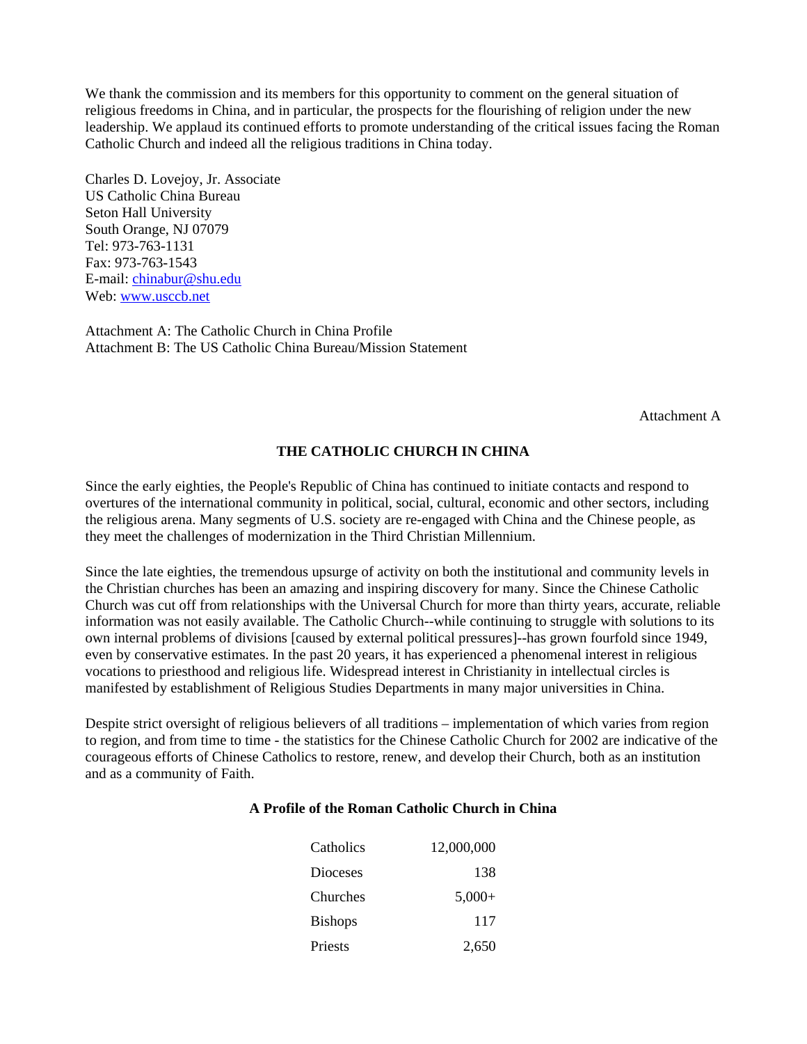We thank the commission and its members for this opportunity to comment on the general situation of religious freedoms in China, and in particular, the prospects for the flourishing of religion under the new leadership. We applaud its continued efforts to promote understanding of the critical issues facing the Roman Catholic Church and indeed all the religious traditions in China today.

Charles D. Lovejoy, Jr. Associate
US Catholic China Bureau
Seton Hall University
South Orange, NJ 07079
Tel: 973-763-1131
Fax: 973-763-1543
E-mail: chinabur@shu.edu
Web: www.usccb.net

Attachment A: The Catholic Church in China Profile
Attachment B: The US Catholic China Bureau/Mission Statement

Attachment A

## THE CATHOLIC CHURCH IN CHINA

Since the early eighties, the People's Republic of China has continued to initiate contacts and respond to overtures of the international community in political, social, cultural, economic and other sectors, including the religious arena. Many segments of U.S. society are re-engaged with China and the Chinese people, as they meet the challenges of modernization in the Third Christian Millennium.

Since the late eighties, the tremendous upsurge of activity on both the institutional and community levels in the Christian churches has been an amazing and inspiring discovery for many. Since the Chinese Catholic Church was cut off from relationships with the Universal Church for more than thirty years, accurate, reliable information was not easily available. The Catholic Church--while continuing to struggle with solutions to its own internal problems of divisions [caused by external political pressures]--has grown fourfold since 1949, even by conservative estimates. In the past 20 years, it has experienced a phenomenal interest in religious vocations to priesthood and religious life. Widespread interest in Christianity in intellectual circles is manifested by establishment of Religious Studies Departments in many major universities in China.

Despite strict oversight of religious believers of all traditions – implementation of which varies from region to region, and from time to time - the statistics for the Chinese Catholic Church for 2002 are indicative of the courageous efforts of Chinese Catholics to restore, renew, and develop their Church, both as an institution and as a community of Faith.

### A Profile of the Roman Catholic Church in China

| | |
|---|---|
| Catholics | 12,000,000 |
| Dioceses | 138 |
| Churches | 5,000+ |
| Bishops | 117 |
| Priests | 2,650 |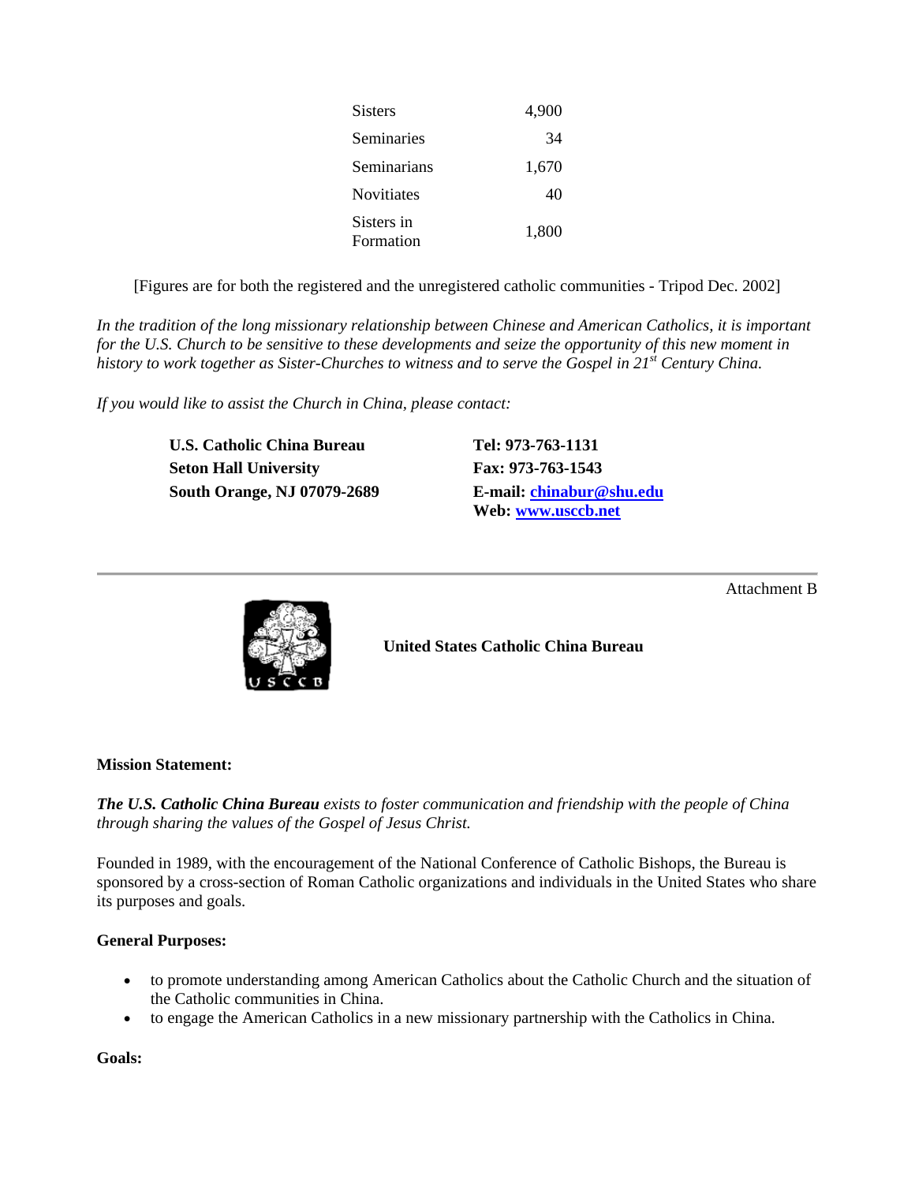| | |
|---|---|
| Sisters | 4,900 |
| Seminaries | 34 |
| Seminarians | 1,670 |
| Novitiates | 40 |
| Sisters in Formation | 1,800 |

[Figures are for both the registered and the unregistered catholic communities - Tripod Dec. 2002]

*In the tradition of the long missionary relationship between Chinese and American Catholics, it is important for the U.S. Church to be sensitive to these developments and seize the opportunity of this new moment in history to work together as Sister-Churches to witness and to serve the Gospel in 21st Century China.*

*If you would like to assist the Church in China, please contact:*

**U.S. Catholic China Bureau**
**Seton Hall University**
**South Orange, NJ 07079-2689**

**Tel: 973-763-1131**
**Fax: 973-763-1543**
**E-mail: chinabur@shu.edu**
**Web: www.usccb.net**

---

Attachment B

**United States Catholic China Bureau**

**Mission Statement:**

***The U.S. Catholic China Bureau*** *exists to foster communication and friendship with the people of China through sharing the values of the Gospel of Jesus Christ.*

Founded in 1989, with the encouragement of the National Conference of Catholic Bishops, the Bureau is sponsored by a cross-section of Roman Catholic organizations and individuals in the United States who share its purposes and goals.

**General Purposes:**

- to promote understanding among American Catholics about the Catholic Church and the situation of the Catholic communities in China.
- to engage the American Catholics in a new missionary partnership with the Catholics in China.

**Goals:**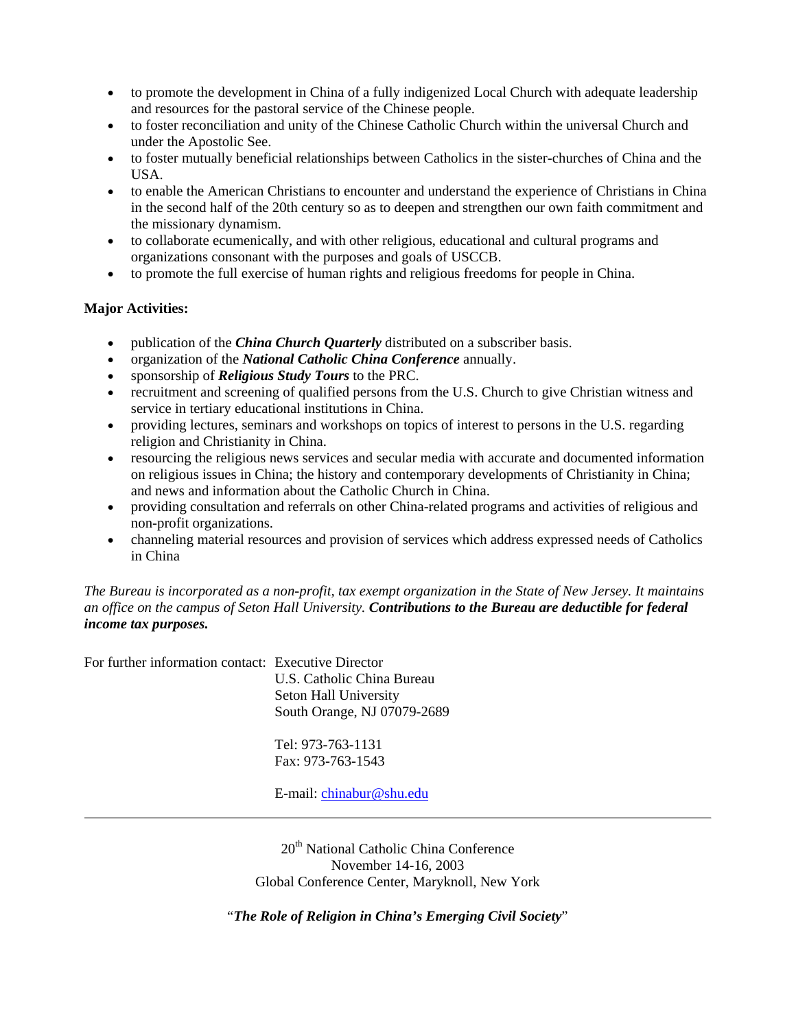- to promote the development in China of a fully indigenized Local Church with adequate leadership and resources for the pastoral service of the Chinese people.
- to foster reconciliation and unity of the Chinese Catholic Church within the universal Church and under the Apostolic See.
- to foster mutually beneficial relationships between Catholics in the sister-churches of China and the USA.
- to enable the American Christians to encounter and understand the experience of Christians in China in the second half of the 20th century so as to deepen and strengthen our own faith commitment and the missionary dynamism.
- to collaborate ecumenically, and with other religious, educational and cultural programs and organizations consonant with the purposes and goals of USCCB.
- to promote the full exercise of human rights and religious freedoms for people in China.

**Major Activities:**

- publication of the ***China Church Quarterly*** distributed on a subscriber basis.
- organization of the ***National Catholic China Conference*** annually.
- sponsorship of ***Religious Study Tours*** to the PRC.
- recruitment and screening of qualified persons from the U.S. Church to give Christian witness and service in tertiary educational institutions in China.
- providing lectures, seminars and workshops on topics of interest to persons in the U.S. regarding religion and Christianity in China.
- resourcing the religious news services and secular media with accurate and documented information on religious issues in China; the history and contemporary developments of Christianity in China; and news and information about the Catholic Church in China.
- providing consultation and referrals on other China-related programs and activities of religious and non-profit organizations.
- channeling material resources and provision of services which address expressed needs of Catholics in China

*The Bureau is incorporated as a non-profit, tax exempt organization in the State of New Jersey. It maintains an office on the campus of Seton Hall University.* ***Contributions to the Bureau are deductible for federal income tax purposes.***

For further information contact: Executive Director
U.S. Catholic China Bureau
Seton Hall University
South Orange, NJ 07079-2689

Tel: 973-763-1131
Fax: 973-763-1543

E-mail: chinabur@shu.edu

---

20th National Catholic China Conference
November 14-16, 2003
Global Conference Center, Maryknoll, New York

"***The Role of Religion in China's Emerging Civil Society***"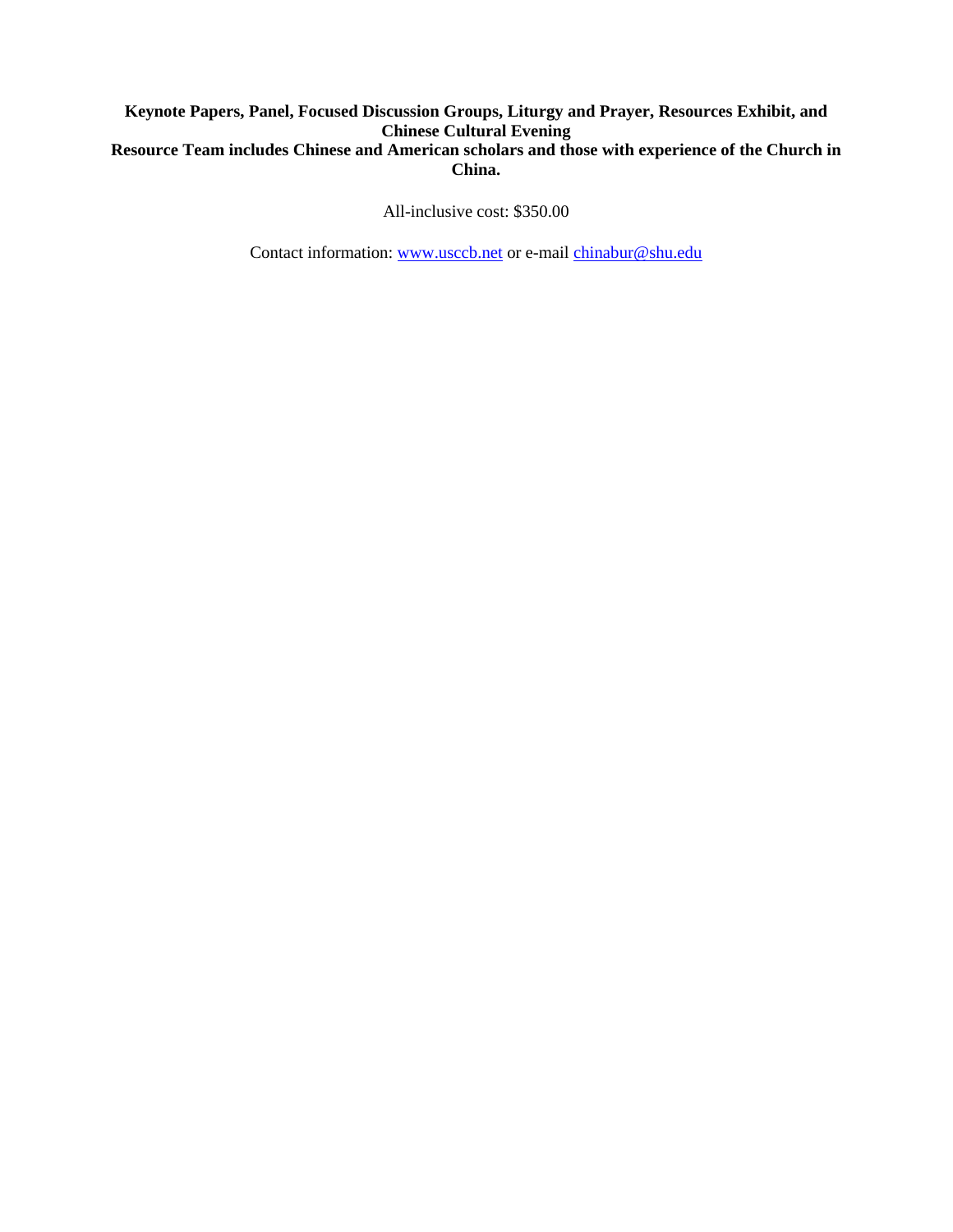**Keynote Papers, Panel, Focused Discussion Groups, Liturgy and Prayer, Resources Exhibit, and Chinese Cultural Evening**

**Resource Team includes Chinese and American scholars and those with experience of the Church in China.**

All-inclusive cost: $350.00

Contact information: www.usccb.net or e-mail chinabur@shu.edu